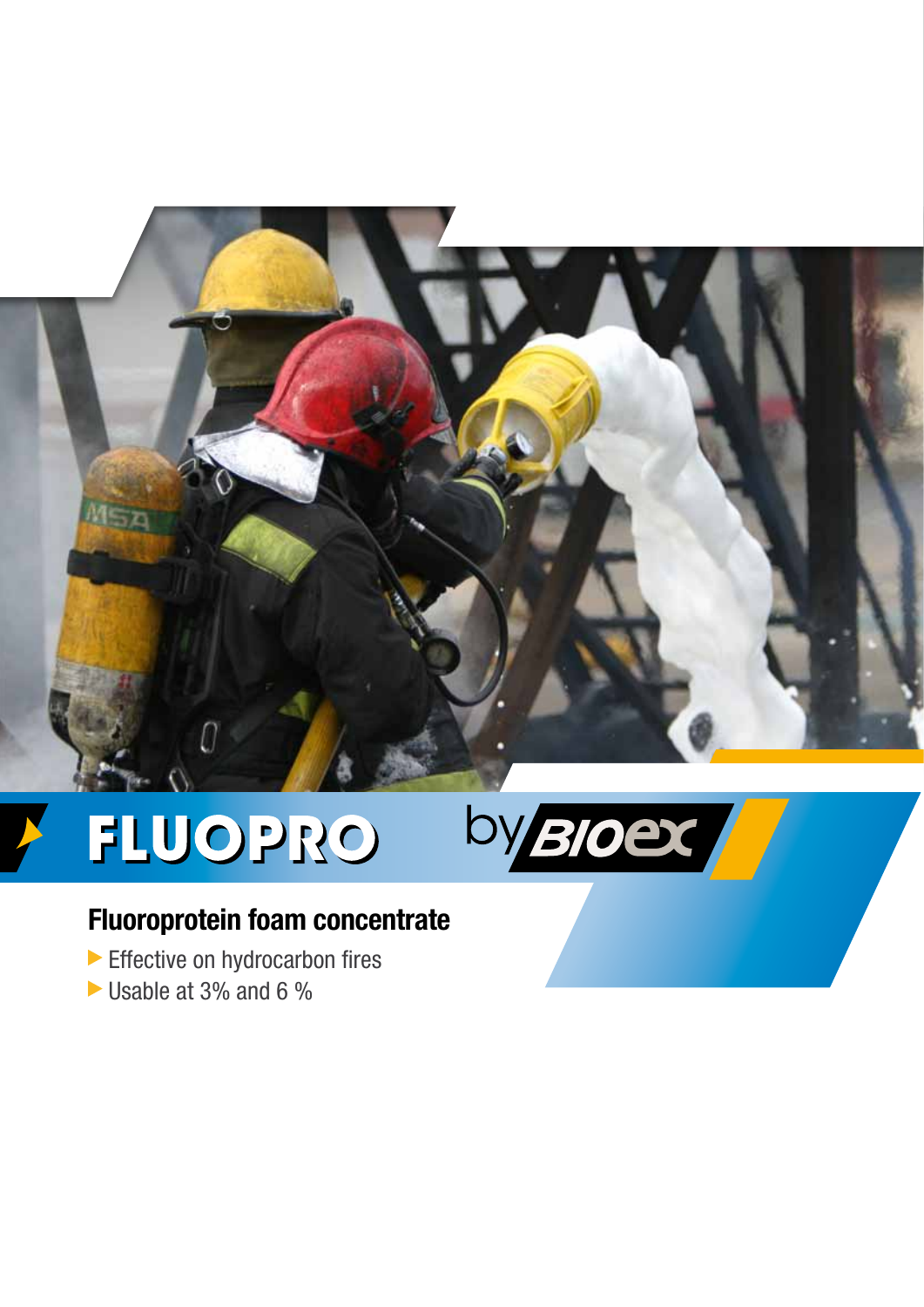# FLUOPRO by BIOEX

## Fluoroprotein foam concentrate

- Effective on hydrocarbon fires
- Usable at 3% and 6 %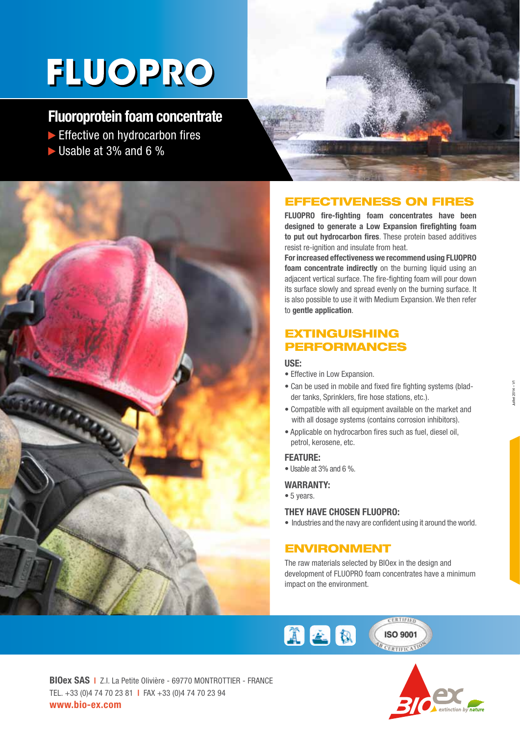# FLUOPRO

## Fluoroprotein foam concentrate

- Effective on hydrocarbon fires
- Usable at 3% and 6 %

## EFFECTIVENESS ON FIRES

**FLUOPRO fire-fighting foam concentrates have been designed to generate a Low Expansion firefighting foam to put out hydrocarbon fires**. These protein based additives resist re-ignition and insulate from heat.

**For increased effectiveness we recommend using FLUOPRO foam concentrate indirectly** on the burning liquid using an adjacent vertical surface. The fire-fighting foam will pour down its surface slowly and spread evenly on the burning surface. It is also possible to use it with Medium Expansion. We then refer to **gentle application**.

## EXTINGUISHING PERFORMANCES

**USE:**

- Effective in Low Expansion.
- Can be used in mobile and fixed fire fighting systems (bladder tanks, Sprinklers, fire hose stations, etc.).
- Compatible with all equipment available on the market and with all dosage systems (contains corrosion inhibitors).
- Applicable on hydrocarbon fires such as fuel, diesel oil, petrol, kerosene, etc.

**FEATURE:**

- Usable at 3% and 6 %.

**WARRANTY:**

- 5 years.

**THEY HAVE CHOSEN FLUOPRO:**

- Industries and the navy are confident using it around the world.

## ENVIRONMENT

The raw materials selected by BIOex in the design and development of FLUOPRO foam concentrates have a minimum impact on the environment.

CERTIFIED ISO 9001 AB CERTIFICATION

Juillet 2014 – V1

**BIOex SAS** | Z.I. La Petite Olivière - 69770 MONTROTTIER - FRANCE
TEL. +33 (0)4 74 70 23 81 | FAX +33 (0)4 74 70 23 94
**www.bio-ex.com**

BIOex extinction by nature